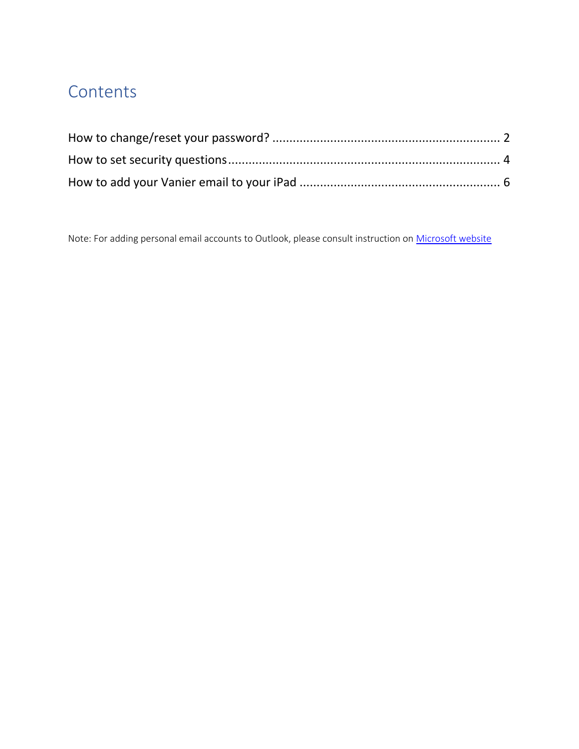# Contents

How to change/reset your password? .................................................................. 2

How to set security questions ................................................................................ 4

How to add your Vanier email to your iPad .......................................................... 6

Note: For adding personal email accounts to Outlook, please consult instruction on Microsoft website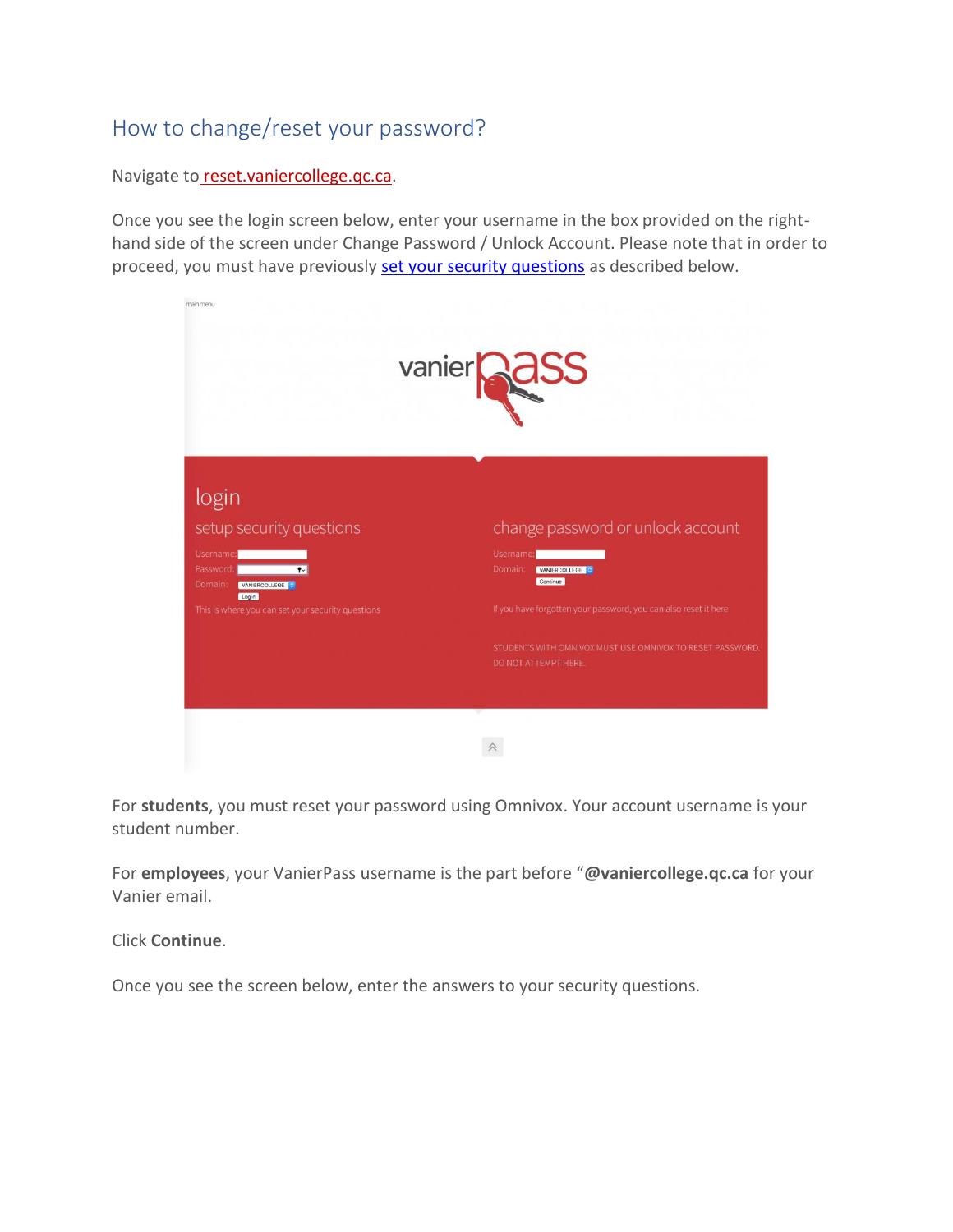## How to change/reset your password?

Navigate to reset.vaniercollege.qc.ca.

Once you see the login screen below, enter your username in the box provided on the right-hand side of the screen under Change Password / Unlock Account. Please note that in order to proceed, you must have previously set your security questions as described below.

For **students**, you must reset your password using Omnivox. Your account username is your student number.

For **employees**, your VanierPass username is the part before "**@vaniercollege.qc.ca** for your Vanier email.

Click **Continue**.

Once you see the screen below, enter the answers to your security questions.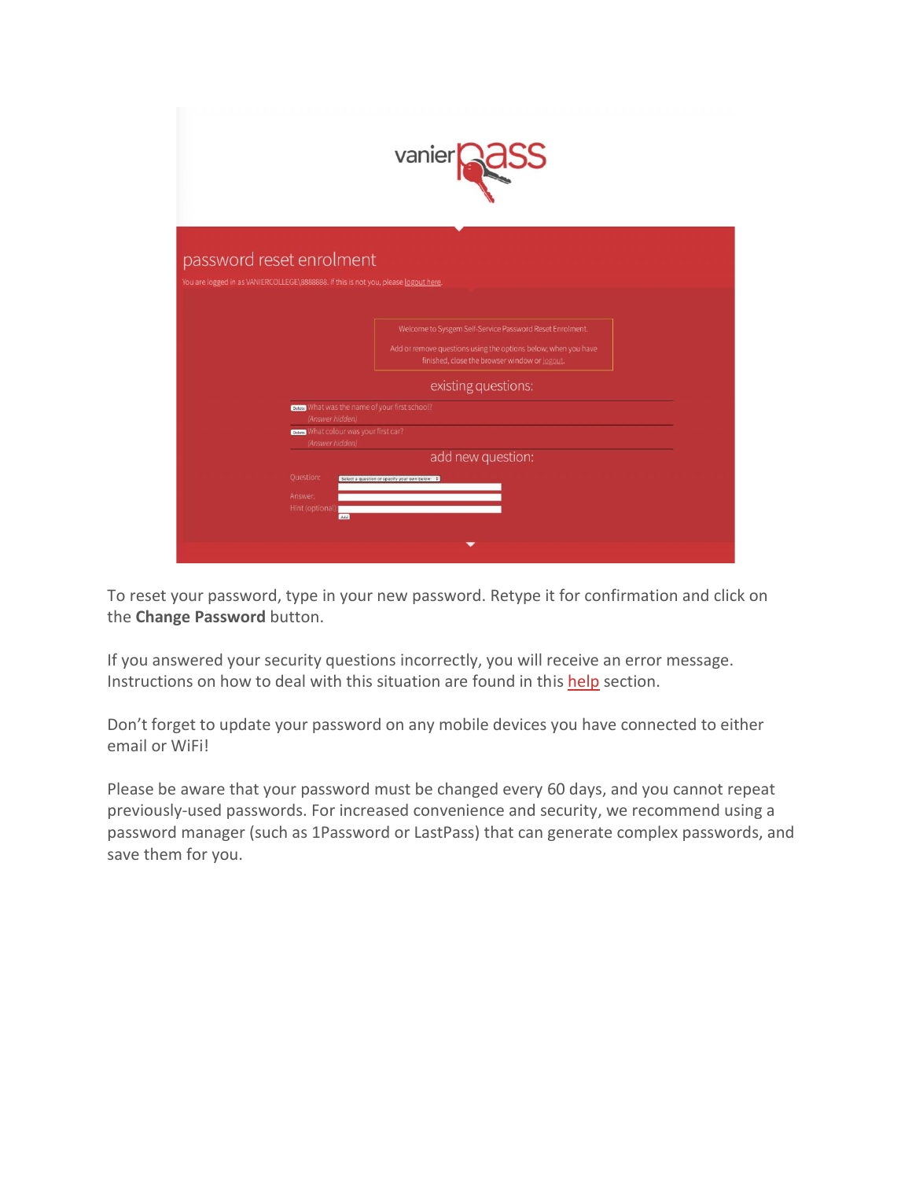To reset your password, type in your new password. Retype it for confirmation and click on the **Change Password** button.

If you answered your security questions incorrectly, you will receive an error message. Instructions on how to deal with this situation are found in this help section.

Don't forget to update your password on any mobile devices you have connected to either email or WiFi!

Please be aware that your password must be changed every 60 days, and you cannot repeat previously-used passwords. For increased convenience and security, we recommend using a password manager (such as 1Password or LastPass) that can generate complex passwords, and save them for you.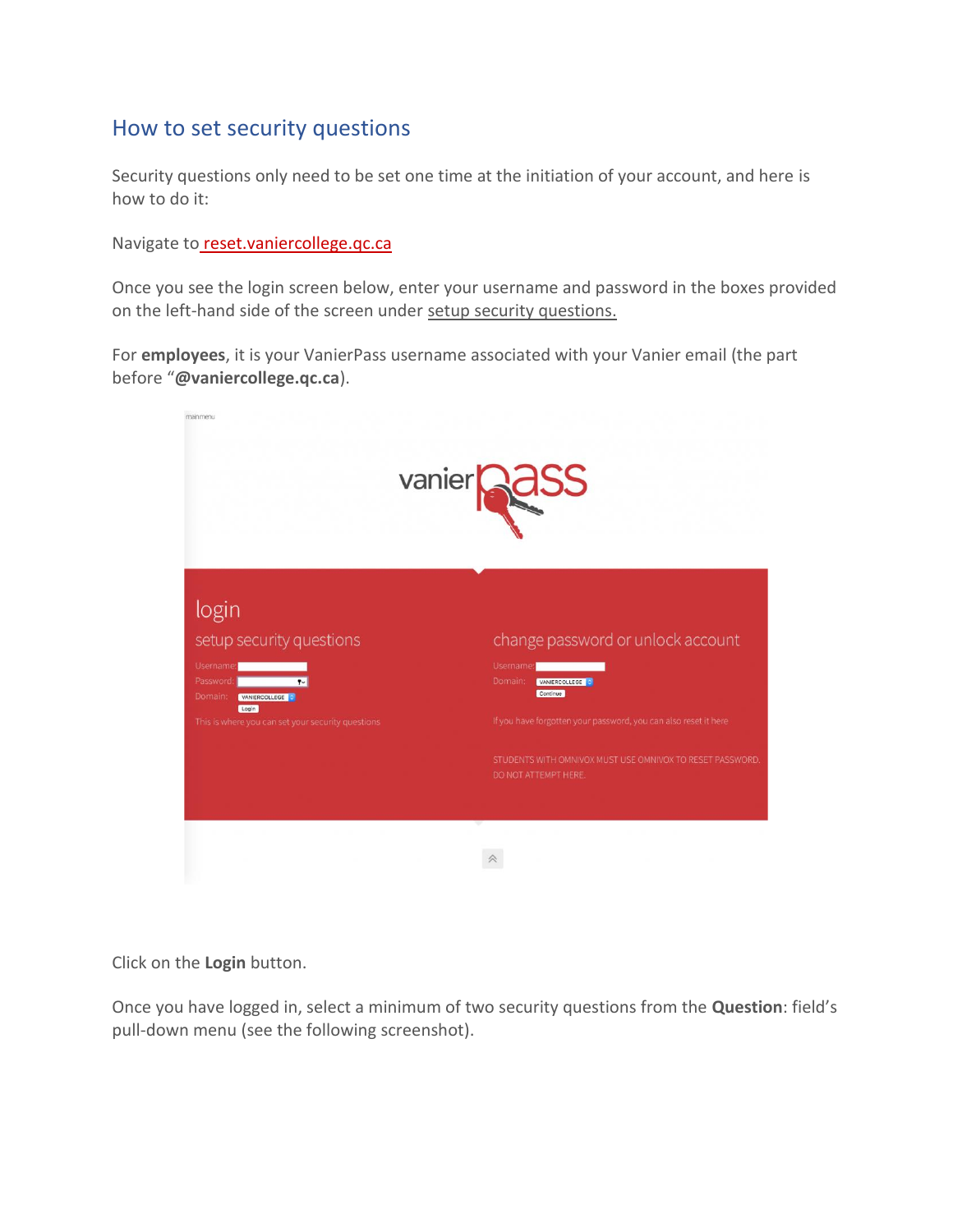## How to set security questions

Security questions only need to be set one time at the initiation of your account, and here is how to do it:

Navigate to reset.vaniercollege.qc.ca

Once you see the login screen below, enter your username and password in the boxes provided on the left-hand side of the screen under setup security questions.

For **employees**, it is your VanierPass username associated with your Vanier email (the part before "**@vaniercollege.qc.ca**).

Click on the **Login** button.

Once you have logged in, select a minimum of two security questions from the **Question**: field's pull-down menu (see the following screenshot).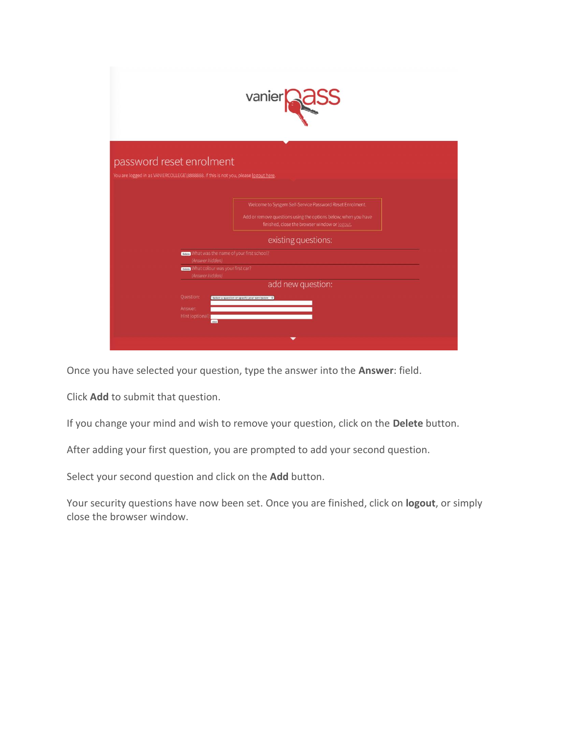Once you have selected your question, type the answer into the **Answer**: field.

Click **Add** to submit that question.

If you change your mind and wish to remove your question, click on the **Delete** button.

After adding your first question, you are prompted to add your second question.

Select your second question and click on the **Add** button.

Your security questions have now been set. Once you are finished, click on **logout**, or simply close the browser window.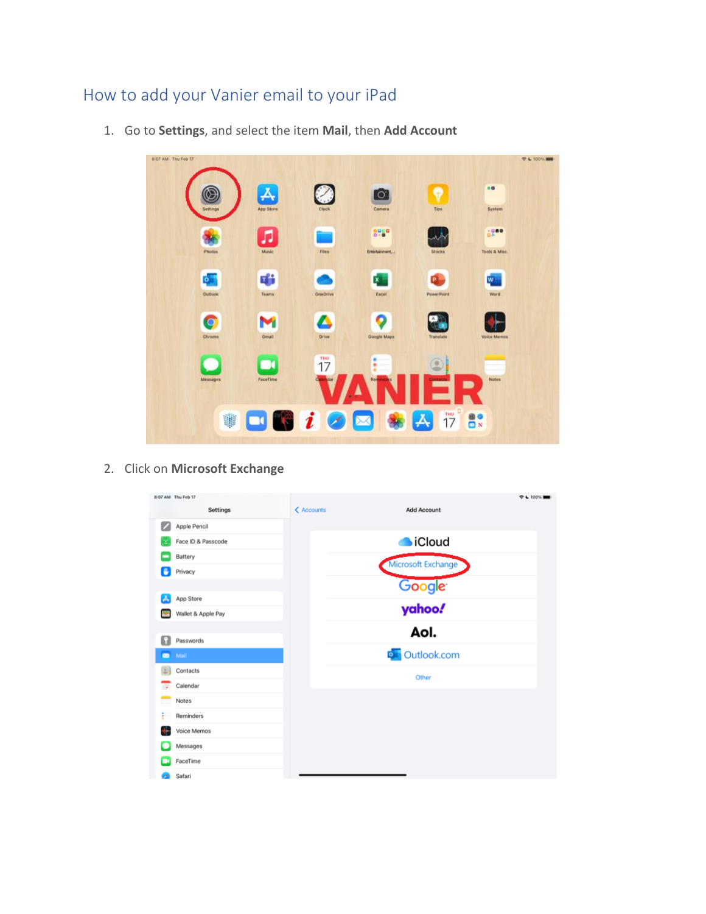## How to add your Vanier email to your iPad

1. Go to **Settings**, and select the item **Mail**, then **Add Account**

2. Click on **Microsoft Exchange**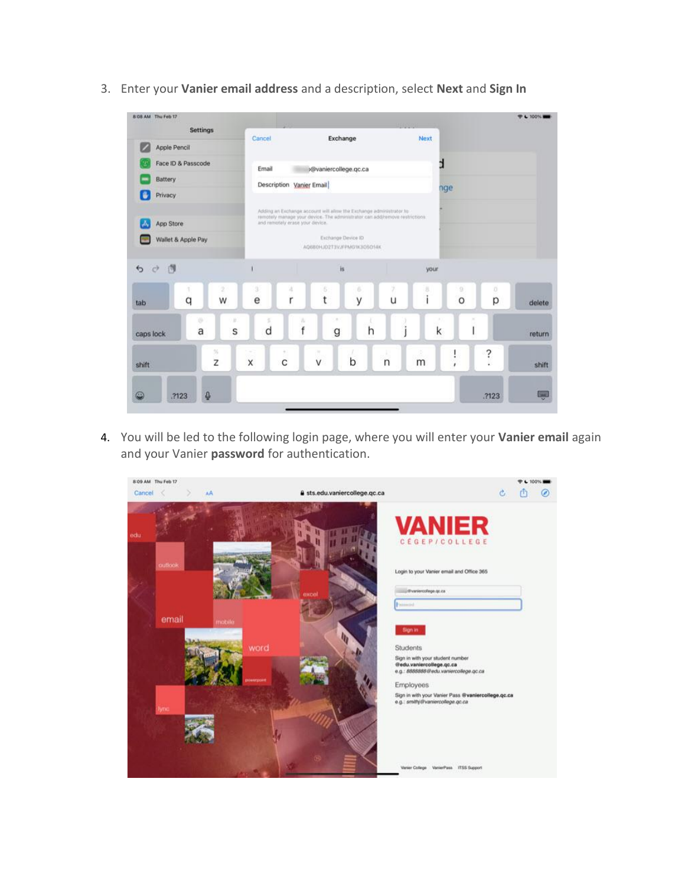3. Enter your **Vanier email address** and a description, select **Next** and **Sign In**

4. You will be led to the following login page, where you will enter your **Vanier email** again and your Vanier **password** for authentication.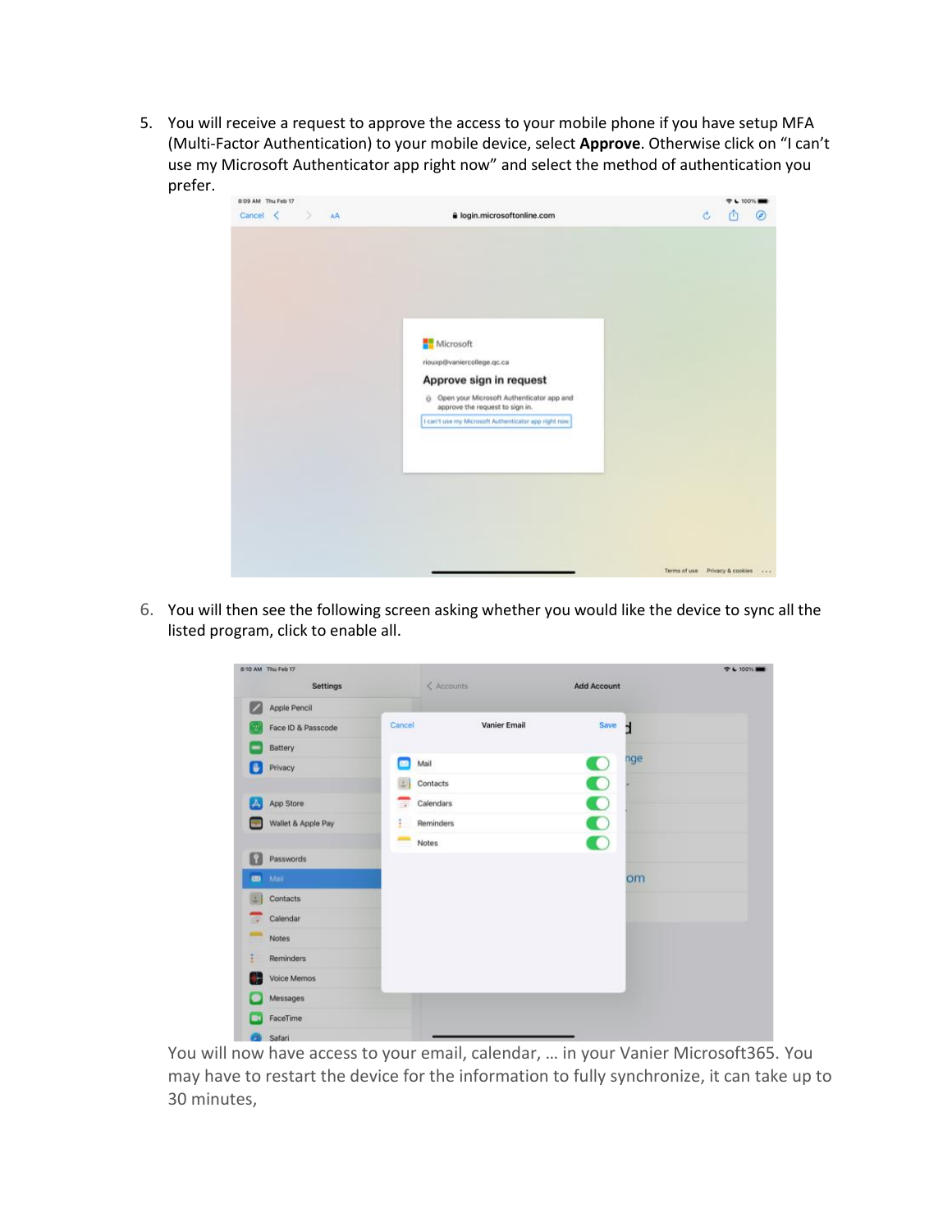5. You will receive a request to approve the access to your mobile phone if you have setup MFA (Multi-Factor Authentication) to your mobile device, select **Approve**. Otherwise click on "I can't use my Microsoft Authenticator app right now" and select the method of authentication you prefer.

6. You will then see the following screen asking whether you would like the device to sync all the listed program, click to enable all.

You will now have access to your email, calendar, … in your Vanier Microsoft365. You may have to restart the device for the information to fully synchronize, it can take up to 30 minutes,